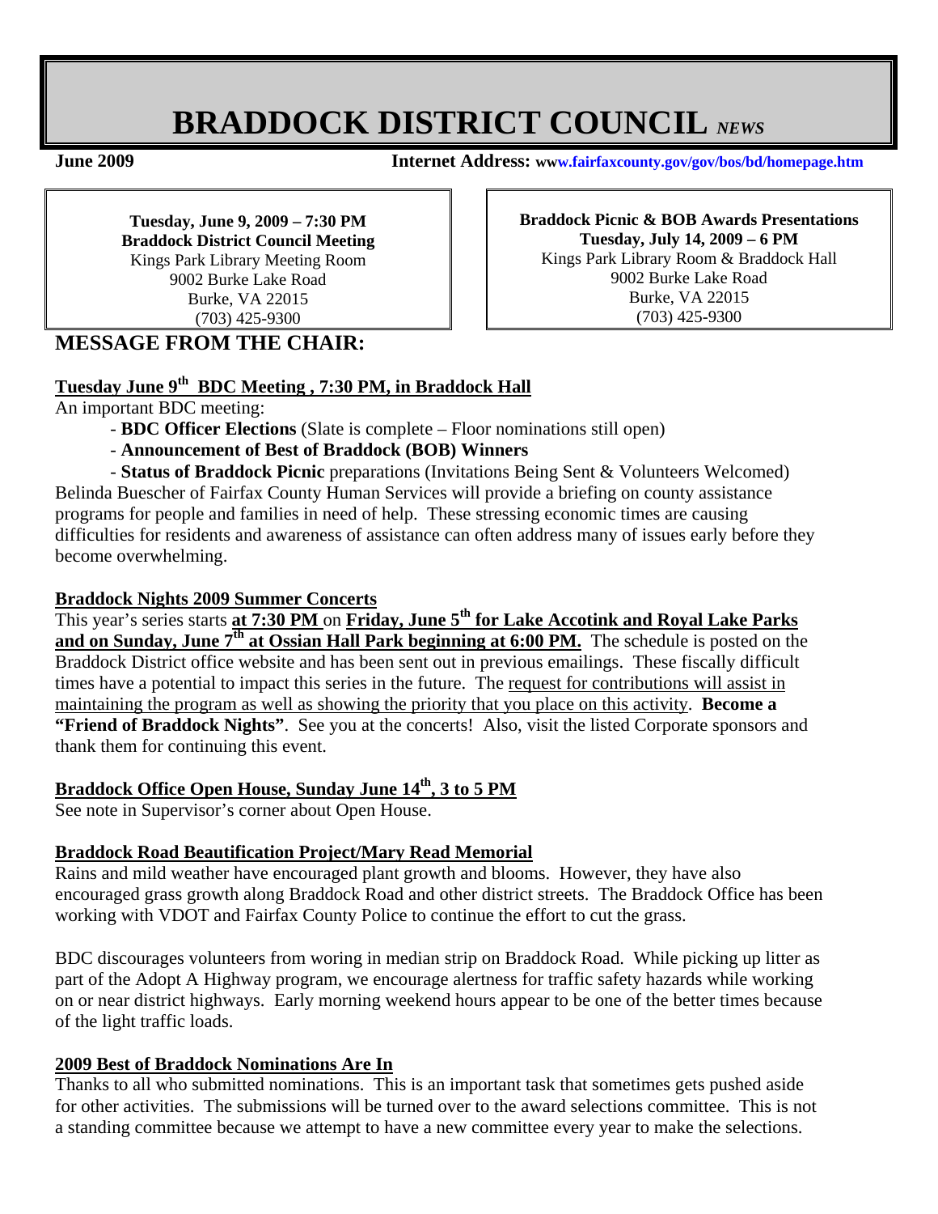# BRADDOCK DISTRICT COUNCIL *NEWS*

**June 2009** **Internet Address: www.fairfaxcounty.gov/gov/bos/bd/homepage.htm**

**Tuesday, June 9, 2009 – 7:30 PM**
**Braddock District Council Meeting**
Kings Park Library Meeting Room
9002 Burke Lake Road
Burke, VA 22015
(703) 425-9300

**Braddock Picnic & BOB Awards Presentations**
**Tuesday, July 14, 2009 – 6 PM**
Kings Park Library Room & Braddock Hall
9002 Burke Lake Road
Burke, VA 22015
(703) 425-9300

## MESSAGE FROM THE CHAIR:

### Tuesday June 9th BDC Meeting , 7:30 PM, in Braddock Hall

An important BDC meeting:

- **BDC Officer Elections** (Slate is complete – Floor nominations still open)
- **Announcement of Best of Braddock (BOB) Winners**
- **Status of Braddock Picnic** preparations (Invitations Being Sent & Volunteers Welcomed)

Belinda Buescher of Fairfax County Human Services will provide a briefing on county assistance programs for people and families in need of help. These stressing economic times are causing difficulties for residents and awareness of assistance can often address many of issues early before they become overwhelming.

### Braddock Nights 2009 Summer Concerts

This year's series starts **at 7:30 PM** on **Friday, June 5th for Lake Accotink and Royal Lake Parks and on Sunday, June 7th at Ossian Hall Park beginning at 6:00 PM.** The schedule is posted on the Braddock District office website and has been sent out in previous emailings. These fiscally difficult times have a potential to impact this series in the future. The request for contributions will assist in maintaining the program as well as showing the priority that you place on this activity. **Become a "Friend of Braddock Nights"**. See you at the concerts! Also, visit the listed Corporate sponsors and thank them for continuing this event.

### Braddock Office Open House, Sunday June 14th, 3 to 5 PM

See note in Supervisor's corner about Open House.

### Braddock Road Beautification Project/Mary Read Memorial

Rains and mild weather have encouraged plant growth and blooms. However, they have also encouraged grass growth along Braddock Road and other district streets. The Braddock Office has been working with VDOT and Fairfax County Police to continue the effort to cut the grass.

BDC discourages volunteers from woring in median strip on Braddock Road. While picking up litter as part of the Adopt A Highway program, we encourage alertness for traffic safety hazards while working on or near district highways. Early morning weekend hours appear to be one of the better times because of the light traffic loads.

### 2009 Best of Braddock Nominations Are In

Thanks to all who submitted nominations. This is an important task that sometimes gets pushed aside for other activities. The submissions will be turned over to the award selections committee. This is not a standing committee because we attempt to have a new committee every year to make the selections.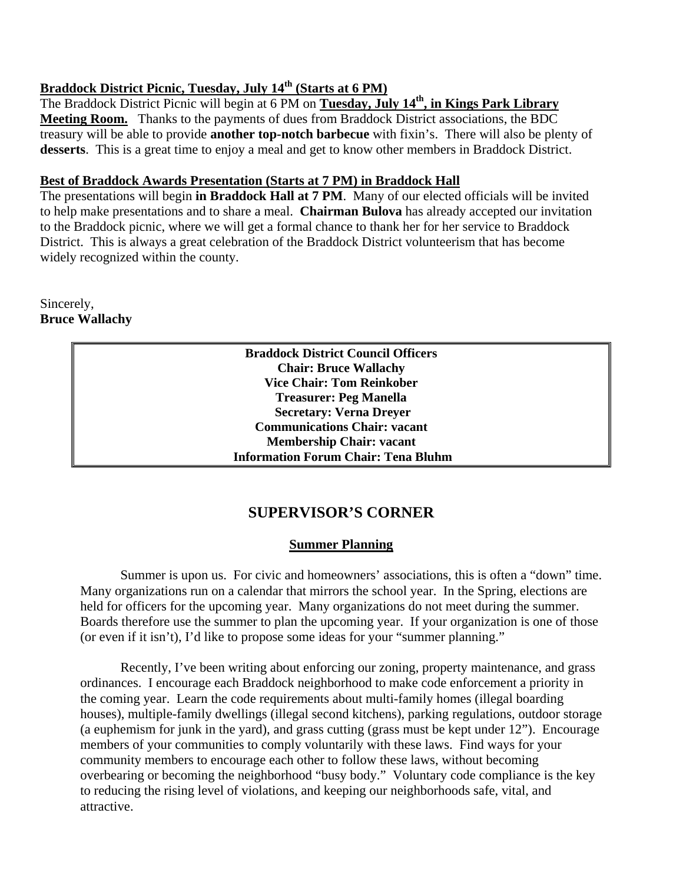**Braddock District Picnic, Tuesday, July 14th (Starts at 6 PM)**

The Braddock District Picnic will begin at 6 PM on **Tuesday, July 14th, in Kings Park Library Meeting Room.** Thanks to the payments of dues from Braddock District associations, the BDC treasury will be able to provide **another top-notch barbecue** with fixin's. There will also be plenty of **desserts**. This is a great time to enjoy a meal and get to know other members in Braddock District.

**Best of Braddock Awards Presentation (Starts at 7 PM) in Braddock Hall**

The presentations will begin **in Braddock Hall at 7 PM**. Many of our elected officials will be invited to help make presentations and to share a meal. **Chairman Bulova** has already accepted our invitation to the Braddock picnic, where we will get a formal chance to thank her for her service to Braddock District. This is always a great celebration of the Braddock District volunteerism that has become widely recognized within the county.

Sincerely,
**Bruce Wallachy**

| **Braddock District Council Officers** |
|---|
| **Chair: Bruce Wallachy** |
| **Vice Chair: Tom Reinkober** |
| **Treasurer: Peg Manella** |
| **Secretary: Verna Dreyer** |
| **Communications Chair: vacant** |
| **Membership Chair: vacant** |
| **Information Forum Chair: Tena Bluhm** |

## SUPERVISOR'S CORNER

### Summer Planning

Summer is upon us. For civic and homeowners' associations, this is often a "down" time. Many organizations run on a calendar that mirrors the school year. In the Spring, elections are held for officers for the upcoming year. Many organizations do not meet during the summer. Boards therefore use the summer to plan the upcoming year. If your organization is one of those (or even if it isn't), I'd like to propose some ideas for your "summer planning."

Recently, I've been writing about enforcing our zoning, property maintenance, and grass ordinances. I encourage each Braddock neighborhood to make code enforcement a priority in the coming year. Learn the code requirements about multi-family homes (illegal boarding houses), multiple-family dwellings (illegal second kitchens), parking regulations, outdoor storage (a euphemism for junk in the yard), and grass cutting (grass must be kept under 12"). Encourage members of your communities to comply voluntarily with these laws. Find ways for your community members to encourage each other to follow these laws, without becoming overbearing or becoming the neighborhood "busy body." Voluntary code compliance is the key to reducing the rising level of violations, and keeping our neighborhoods safe, vital, and attractive.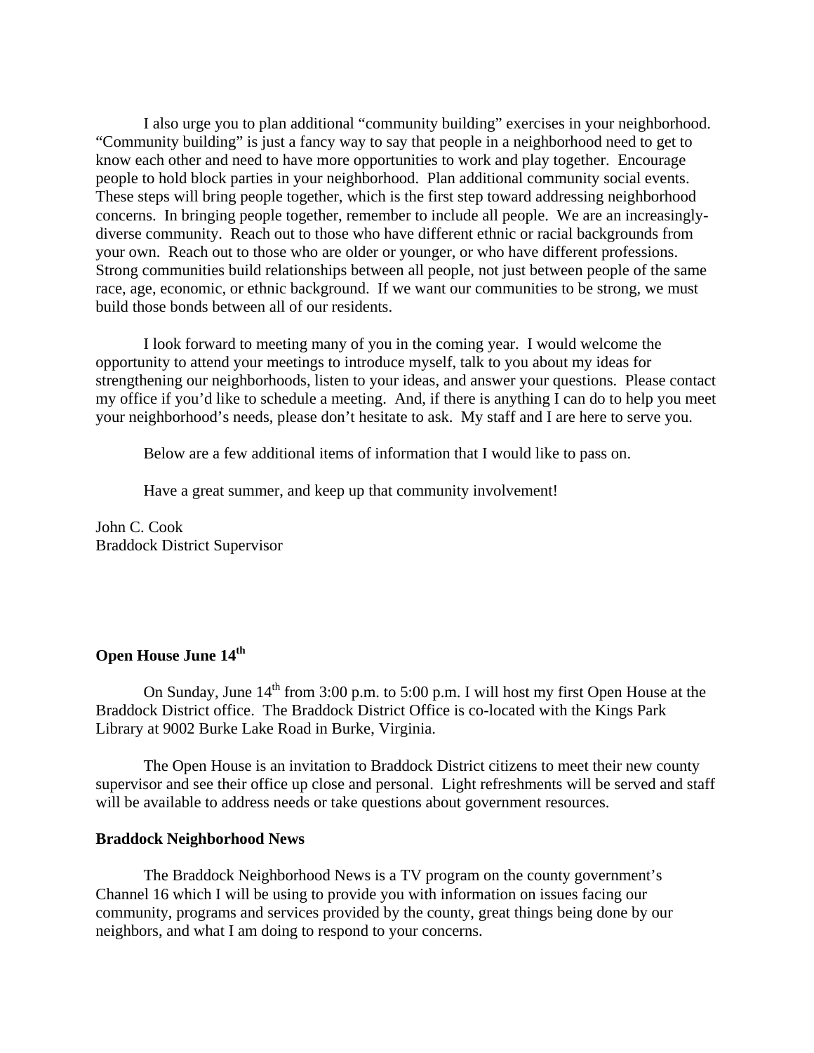I also urge you to plan additional “community building” exercises in your neighborhood. “Community building” is just a fancy way to say that people in a neighborhood need to get to know each other and need to have more opportunities to work and play together. Encourage people to hold block parties in your neighborhood. Plan additional community social events. These steps will bring people together, which is the first step toward addressing neighborhood concerns. In bringing people together, remember to include all people. We are an increasingly-diverse community. Reach out to those who have different ethnic or racial backgrounds from your own. Reach out to those who are older or younger, or who have different professions. Strong communities build relationships between all people, not just between people of the same race, age, economic, or ethnic background. If we want our communities to be strong, we must build those bonds between all of our residents.

I look forward to meeting many of you in the coming year. I would welcome the opportunity to attend your meetings to introduce myself, talk to you about my ideas for strengthening our neighborhoods, listen to your ideas, and answer your questions. Please contact my office if you’d like to schedule a meeting. And, if there is anything I can do to help you meet your neighborhood’s needs, please don’t hesitate to ask. My staff and I are here to serve you.

Below are a few additional items of information that I would like to pass on.

Have a great summer, and keep up that community involvement!

John C. Cook
Braddock District Supervisor

**Open House June 14th**

On Sunday, June 14th from 3:00 p.m. to 5:00 p.m. I will host my first Open House at the Braddock District office. The Braddock District Office is co-located with the Kings Park Library at 9002 Burke Lake Road in Burke, Virginia.

The Open House is an invitation to Braddock District citizens to meet their new county supervisor and see their office up close and personal. Light refreshments will be served and staff will be available to address needs or take questions about government resources.

**Braddock Neighborhood News**

The Braddock Neighborhood News is a TV program on the county government’s Channel 16 which I will be using to provide you with information on issues facing our community, programs and services provided by the county, great things being done by our neighbors, and what I am doing to respond to your concerns.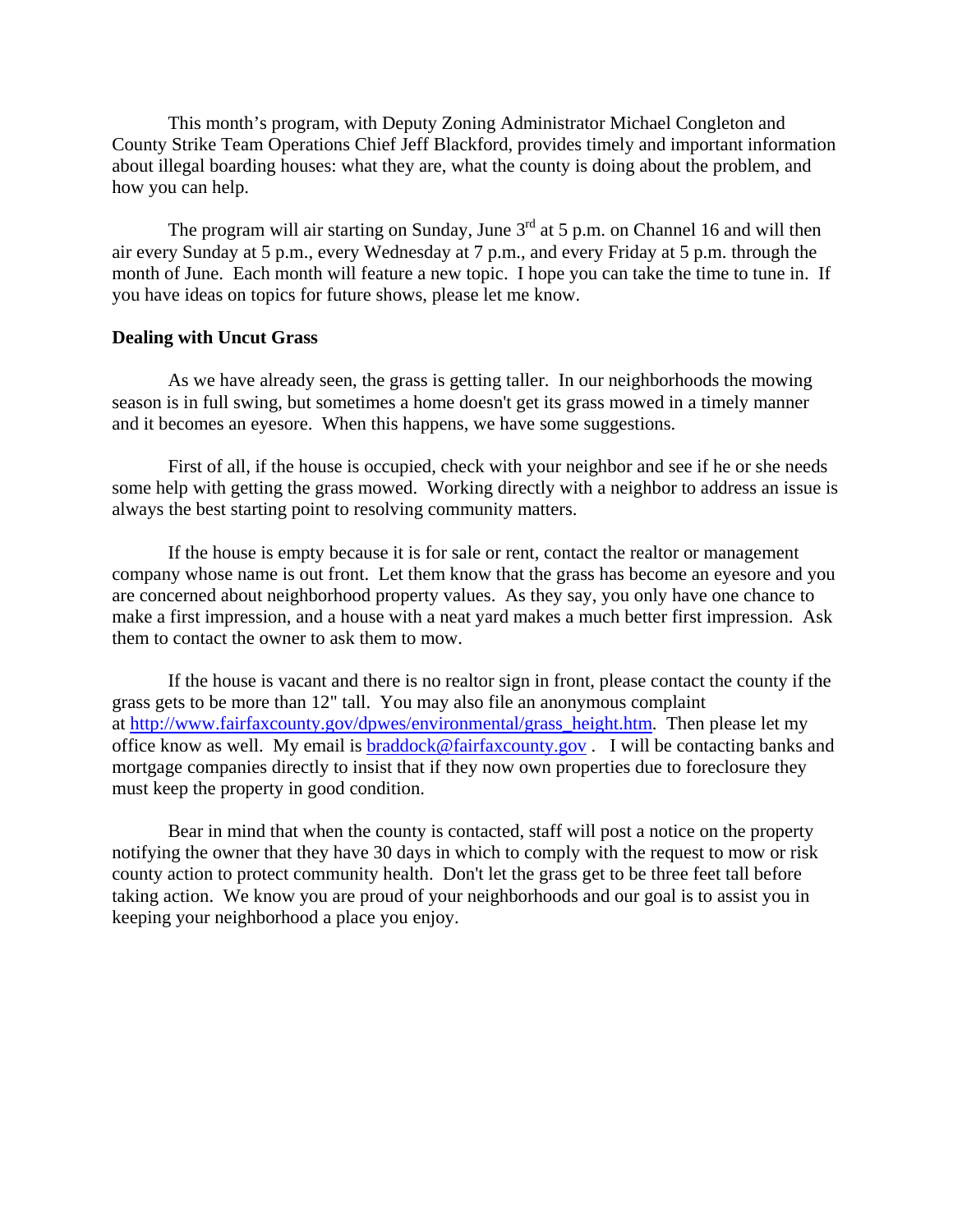This month's program, with Deputy Zoning Administrator Michael Congleton and County Strike Team Operations Chief Jeff Blackford, provides timely and important information about illegal boarding houses: what they are, what the county is doing about the problem, and how you can help.

The program will air starting on Sunday, June 3rd at 5 p.m. on Channel 16 and will then air every Sunday at 5 p.m., every Wednesday at 7 p.m., and every Friday at 5 p.m. through the month of June. Each month will feature a new topic. I hope you can take the time to tune in. If you have ideas on topics for future shows, please let me know.

**Dealing with Uncut Grass**

As we have already seen, the grass is getting taller. In our neighborhoods the mowing season is in full swing, but sometimes a home doesn't get its grass mowed in a timely manner and it becomes an eyesore. When this happens, we have some suggestions.

First of all, if the house is occupied, check with your neighbor and see if he or she needs some help with getting the grass mowed. Working directly with a neighbor to address an issue is always the best starting point to resolving community matters.

If the house is empty because it is for sale or rent, contact the realtor or management company whose name is out front. Let them know that the grass has become an eyesore and you are concerned about neighborhood property values. As they say, you only have one chance to make a first impression, and a house with a neat yard makes a much better first impression. Ask them to contact the owner to ask them to mow.

If the house is vacant and there is no realtor sign in front, please contact the county if the grass gets to be more than 12" tall. You may also file an anonymous complaint at [http://www.fairfaxcounty.gov/dpwes/environmental/grass_height.htm](http://www.fairfaxcounty.gov/dpwes/environmental/grass_height.htm). Then please let my office know as well. My email is [braddock@fairfaxcounty.gov](mailto:braddock@fairfaxcounty.gov) . I will be contacting banks and mortgage companies directly to insist that if they now own properties due to foreclosure they must keep the property in good condition.

Bear in mind that when the county is contacted, staff will post a notice on the property notifying the owner that they have 30 days in which to comply with the request to mow or risk county action to protect community health. Don't let the grass get to be three feet tall before taking action. We know you are proud of your neighborhoods and our goal is to assist you in keeping your neighborhood a place you enjoy.